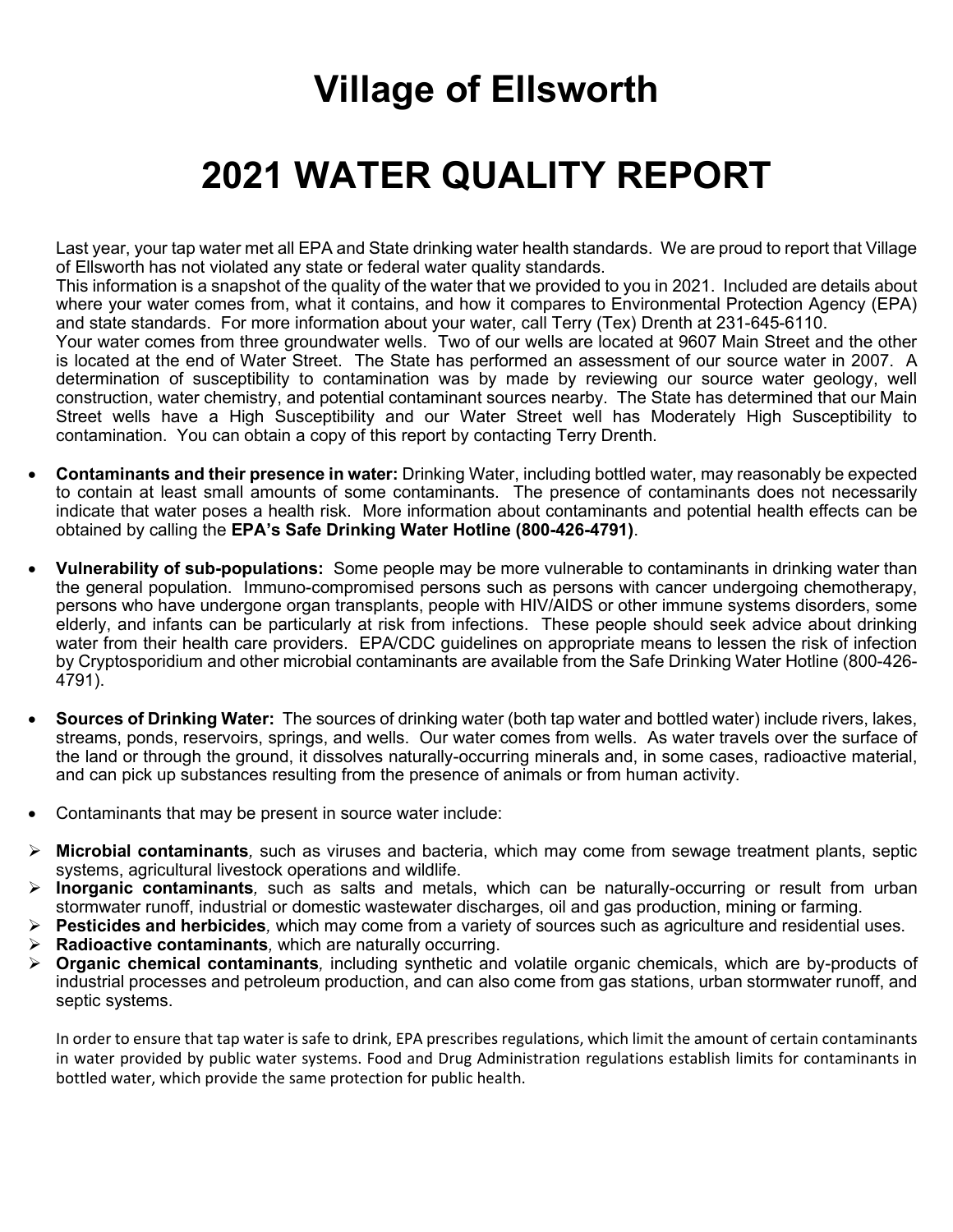# Village of Ellsworth

# 2021 WATER QUALITY REPORT

Last year, your tap water met all EPA and State drinking water health standards. We are proud to report that Village of Ellsworth has not violated any state or federal water quality standards.

This information is a snapshot of the quality of the water that we provided to you in 2021. Included are details about where your water comes from, what it contains, and how it compares to Environmental Protection Agency (EPA) and state standards. For more information about your water, call Terry (Tex) Drenth at 231-645-6110.

Your water comes from three groundwater wells. Two of our wells are located at 9607 Main Street and the other is located at the end of Water Street. The State has performed an assessment of our source water in 2007. A determination of susceptibility to contamination was by made by reviewing our source water geology, well construction, water chemistry, and potential contaminant sources nearby. The State has determined that our Main Street wells have a High Susceptibility and our Water Street well has Moderately High Susceptibility to contamination. You can obtain a copy of this report by contacting Terry Drenth.

- **Contaminants and their presence in water:** Drinking Water, including bottled water, may reasonably be expected to contain at least small amounts of some contaminants. The presence of contaminants does not necessarily indicate that water poses a health risk. More information about contaminants and potential health effects can be obtained by calling the **EPA's Safe Drinking Water Hotline (800-426-4791)**.

- **Vulnerability of sub-populations:** Some people may be more vulnerable to contaminants in drinking water than the general population. Immuno-compromised persons such as persons with cancer undergoing chemotherapy, persons who have undergone organ transplants, people with HIV/AIDS or other immune systems disorders, some elderly, and infants can be particularly at risk from infections. These people should seek advice about drinking water from their health care providers. EPA/CDC guidelines on appropriate means to lessen the risk of infection by Cryptosporidium and other microbial contaminants are available from the Safe Drinking Water Hotline (800-426-4791).

- **Sources of Drinking Water:** The sources of drinking water (both tap water and bottled water) include rivers, lakes, streams, ponds, reservoirs, springs, and wells. Our water comes from wells. As water travels over the surface of the land or through the ground, it dissolves naturally-occurring minerals and, in some cases, radioactive material, and can pick up substances resulting from the presence of animals or from human activity.

- Contaminants that may be present in source water include:

- **Microbial contaminants**, such as viruses and bacteria, which may come from sewage treatment plants, septic systems, agricultural livestock operations and wildlife.
- **Inorganic contaminants**, such as salts and metals, which can be naturally-occurring or result from urban stormwater runoff, industrial or domestic wastewater discharges, oil and gas production, mining or farming.
- **Pesticides and herbicides**, which may come from a variety of sources such as agriculture and residential uses.
- **Radioactive contaminants**, which are naturally occurring.
- **Organic chemical contaminants**, including synthetic and volatile organic chemicals, which are by-products of industrial processes and petroleum production, and can also come from gas stations, urban stormwater runoff, and septic systems.

In order to ensure that tap water is safe to drink, EPA prescribes regulations, which limit the amount of certain contaminants in water provided by public water systems. Food and Drug Administration regulations establish limits for contaminants in bottled water, which provide the same protection for public health.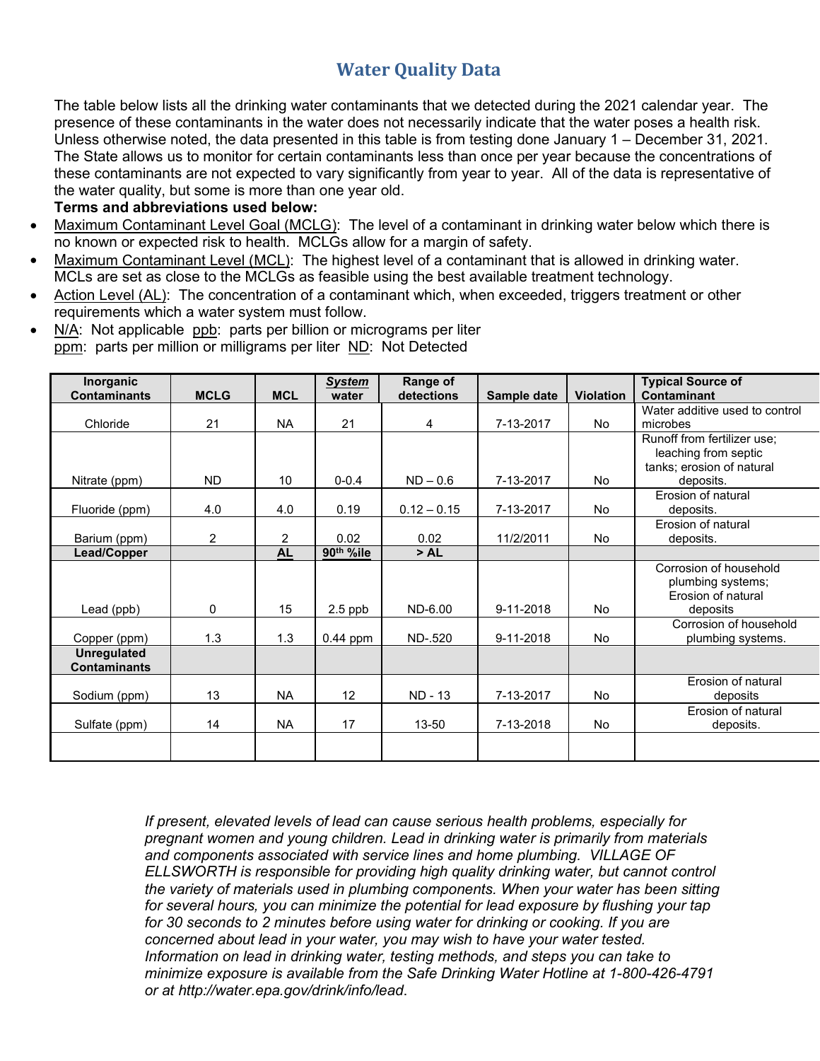## Water Quality Data

The table below lists all the drinking water contaminants that we detected during the 2021 calendar year. The presence of these contaminants in the water does not necessarily indicate that the water poses a health risk. Unless otherwise noted, the data presented in this table is from testing done January 1 – December 31, 2021. The State allows us to monitor for certain contaminants less than once per year because the concentrations of these contaminants are not expected to vary significantly from year to year. All of the data is representative of the water quality, but some is more than one year old.

**Terms and abbreviations used below:**

- Maximum Contaminant Level Goal (MCLG): The level of a contaminant in drinking water below which there is no known or expected risk to health. MCLGs allow for a margin of safety.
- Maximum Contaminant Level (MCL): The highest level of a contaminant that is allowed in drinking water. MCLs are set as close to the MCLGs as feasible using the best available treatment technology.
- Action Level (AL): The concentration of a contaminant which, when exceeded, triggers treatment or other requirements which a water system must follow.
- N/A: Not applicable ppb: parts per billion or micrograms per liter
  ppm: parts per million or milligrams per liter ND: Not Detected

| Inorganic Contaminants | MCLG | MCL | *System* water | Range of detections | Sample date | Violation | Typical Source of Contaminant |
|---|---|---|---|---|---|---|---|
| Chloride | 21 | NA | 21 | 4 | 7-13-2017 | No | Water additive used to control microbes |
| Nitrate (ppm) | ND | 10 | 0-0.4 | ND – 0.6 | 7-13-2017 | No | Runoff from fertilizer use; leaching from septic tanks; erosion of natural deposits. |
| Fluoride (ppm) | 4.0 | 4.0 | 0.19 | 0.12 – 0.15 | 7-13-2017 | No | Erosion of natural deposits. |
| Barium (ppm) | 2 | 2 | 0.02 | 0.02 | 11/2/2011 | No | Erosion of natural deposits. |
| **Lead/Copper** | | **AL** | **90th %ile** | **> AL** | | | |
| Lead (ppb) | 0 | 15 | 2.5 ppb | ND-6.00 | 9-11-2018 | No | Corrosion of household plumbing systems; Erosion of natural deposits |
| Copper (ppm) | 1.3 | 1.3 | 0.44 ppm | ND-.520 | 9-11-2018 | No | Corrosion of household plumbing systems. |
| **Unregulated Contaminants** | | | | | | | |
| Sodium (ppm) | 13 | NA | 12 | ND - 13 | 7-13-2017 | No | Erosion of natural deposits |
| Sulfate (ppm) | 14 | NA | 17 | 13-50 | 7-13-2018 | No | Erosion of natural deposits. |
| | | | | | | | |

*If present, elevated levels of lead can cause serious health problems, especially for pregnant women and young children. Lead in drinking water is primarily from materials and components associated with service lines and home plumbing. VILLAGE OF ELLSWORTH is responsible for providing high quality drinking water, but cannot control the variety of materials used in plumbing components. When your water has been sitting for several hours, you can minimize the potential for lead exposure by flushing your tap for 30 seconds to 2 minutes before using water for drinking or cooking. If you are concerned about lead in your water, you may wish to have your water tested. Information on lead in drinking water, testing methods, and steps you can take to minimize exposure is available from the Safe Drinking Water Hotline at 1-800-426-4791 or at http://water.epa.gov/drink/info/lead.*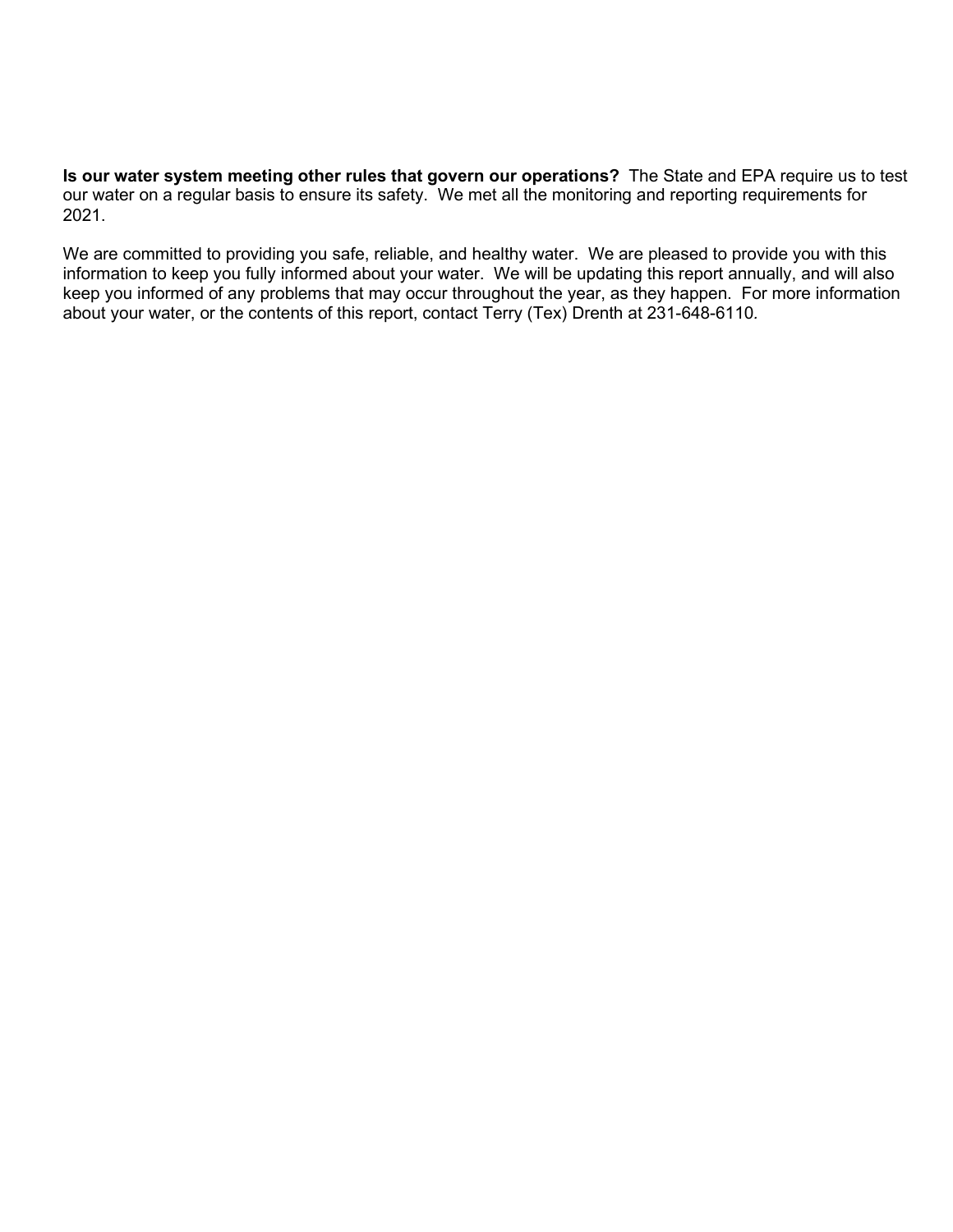**Is our water system meeting other rules that govern our operations?** The State and EPA require us to test our water on a regular basis to ensure its safety. We met all the monitoring and reporting requirements for 2021.

We are committed to providing you safe, reliable, and healthy water. We are pleased to provide you with this information to keep you fully informed about your water. We will be updating this report annually, and will also keep you informed of any problems that may occur throughout the year, as they happen. For more information about your water, or the contents of this report, contact Terry (Tex) Drenth at 231-648-6110.